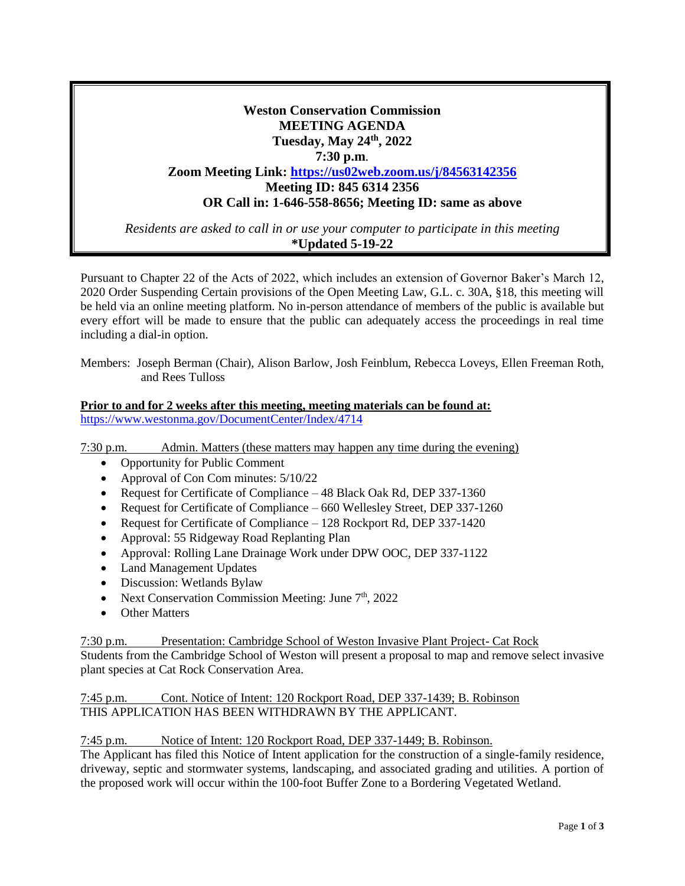# Weston Conservation Commission
## MEETING AGENDA
### Tuesday, May 24th, 2022
### 7:30 p.m.
**Zoom Meeting Link: [https://us02web.zoom.us/j/84563142356](https://us02web.zoom.us/j/84563142356)**
**Meeting ID: 845 6314 2356**
**OR Call in: 1-646-558-8656; Meeting ID: same as above**

*Residents are asked to call in or use your computer to participate in this meeting*
**\*Updated 5-19-22**

Pursuant to Chapter 22 of the Acts of 2022, which includes an extension of Governor Baker's March 12, 2020 Order Suspending Certain provisions of the Open Meeting Law, G.L. c. 30A, §18, this meeting will be held via an online meeting platform. No in-person attendance of members of the public is available but every effort will be made to ensure that the public can adequately access the proceedings in real time including a dial-in option.

Members: Joseph Berman (Chair), Alison Barlow, Josh Feinblum, Rebecca Loveys, Ellen Freeman Roth, and Rees Tulloss

**Prior to and for 2 weeks after this meeting, meeting materials can be found at:**
[https://www.westonma.gov/DocumentCenter/Index/4714](https://www.westonma.gov/DocumentCenter/Index/4714)

7:30 p.m. Admin. Matters (these matters may happen any time during the evening)

- Opportunity for Public Comment
- Approval of Con Com minutes: 5/10/22
- Request for Certificate of Compliance – 48 Black Oak Rd, DEP 337-1360
- Request for Certificate of Compliance – 660 Wellesley Street, DEP 337-1260
- Request for Certificate of Compliance – 128 Rockport Rd, DEP 337-1420
- Approval: 55 Ridgeway Road Replanting Plan
- Approval: Rolling Lane Drainage Work under DPW OOC, DEP 337-1122
- Land Management Updates
- Discussion: Wetlands Bylaw
- Next Conservation Commission Meeting: June 7th, 2022
- Other Matters

7:30 p.m. Presentation: Cambridge School of Weston Invasive Plant Project- Cat Rock
Students from the Cambridge School of Weston will present a proposal to map and remove select invasive plant species at Cat Rock Conservation Area.

7:45 p.m. Cont. Notice of Intent: 120 Rockport Road, DEP 337-1439; B. Robinson
THIS APPLICATION HAS BEEN WITHDRAWN BY THE APPLICANT.

7:45 p.m. Notice of Intent: 120 Rockport Road, DEP 337-1449; B. Robinson.
The Applicant has filed this Notice of Intent application for the construction of a single-family residence, driveway, septic and stormwater systems, landscaping, and associated grading and utilities. A portion of the proposed work will occur within the 100-foot Buffer Zone to a Bordering Vegetated Wetland.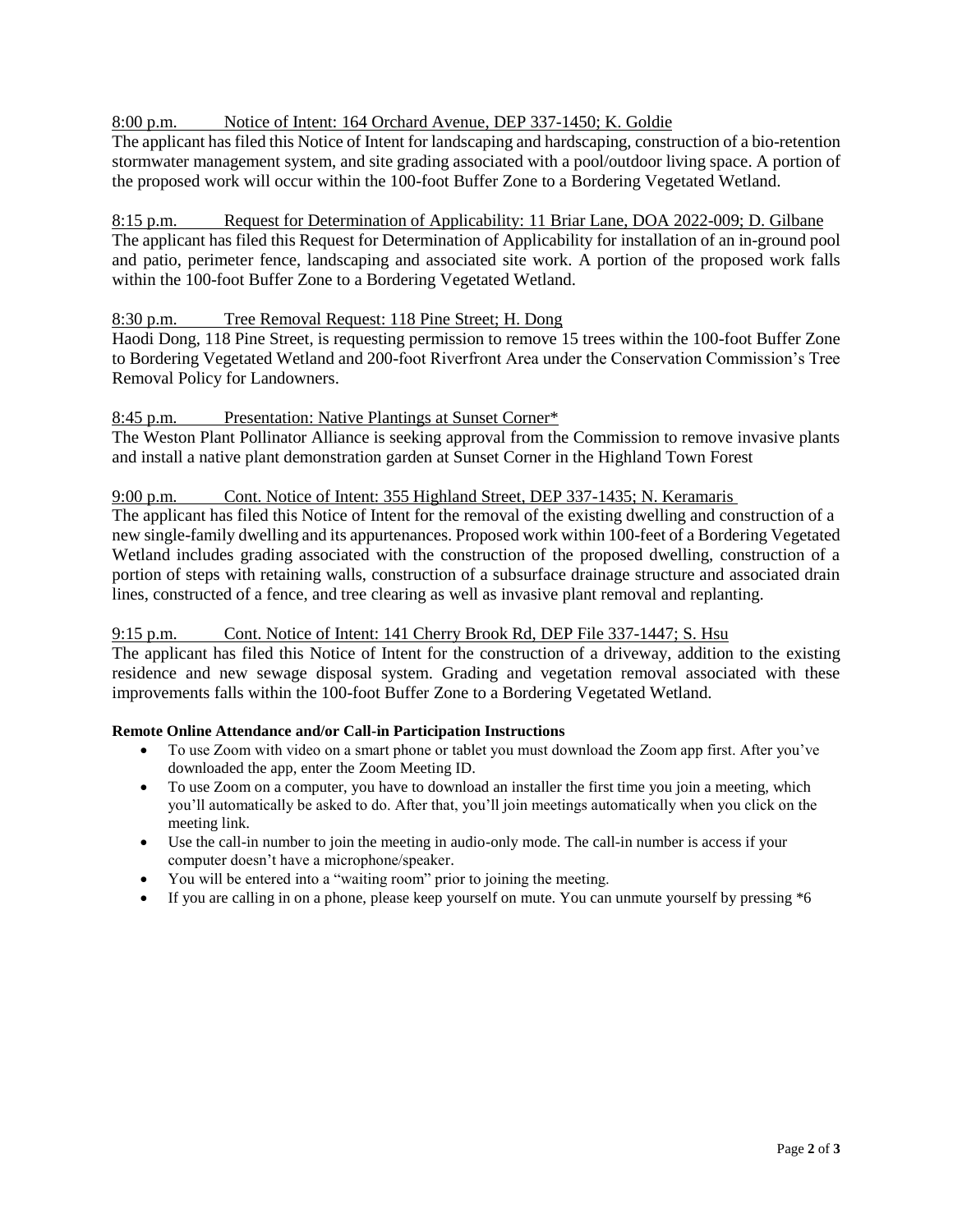8:00 p.m. Notice of Intent: 164 Orchard Avenue, DEP 337-1450; K. Goldie

The applicant has filed this Notice of Intent for landscaping and hardscaping, construction of a bio-retention stormwater management system, and site grading associated with a pool/outdoor living space. A portion of the proposed work will occur within the 100-foot Buffer Zone to a Bordering Vegetated Wetland.

8:15 p.m. Request for Determination of Applicability: 11 Briar Lane, DOA 2022-009; D. Gilbane

The applicant has filed this Request for Determination of Applicability for installation of an in-ground pool and patio, perimeter fence, landscaping and associated site work. A portion of the proposed work falls within the 100-foot Buffer Zone to a Bordering Vegetated Wetland.

8:30 p.m. Tree Removal Request: 118 Pine Street; H. Dong

Haodi Dong, 118 Pine Street, is requesting permission to remove 15 trees within the 100-foot Buffer Zone to Bordering Vegetated Wetland and 200-foot Riverfront Area under the Conservation Commission's Tree Removal Policy for Landowners.

8:45 p.m. Presentation: Native Plantings at Sunset Corner*

The Weston Plant Pollinator Alliance is seeking approval from the Commission to remove invasive plants and install a native plant demonstration garden at Sunset Corner in the Highland Town Forest

9:00 p.m. Cont. Notice of Intent: 355 Highland Street, DEP 337-1435; N. Keramaris

The applicant has filed this Notice of Intent for the removal of the existing dwelling and construction of a new single-family dwelling and its appurtenances. Proposed work within 100-feet of a Bordering Vegetated Wetland includes grading associated with the construction of the proposed dwelling, construction of a portion of steps with retaining walls, construction of a subsurface drainage structure and associated drain lines, constructed of a fence, and tree clearing as well as invasive plant removal and replanting.

9:15 p.m. Cont. Notice of Intent: 141 Cherry Brook Rd, DEP File 337-1447; S. Hsu

The applicant has filed this Notice of Intent for the construction of a driveway, addition to the existing residence and new sewage disposal system. Grading and vegetation removal associated with these improvements falls within the 100-foot Buffer Zone to a Bordering Vegetated Wetland.

**Remote Online Attendance and/or Call-in Participation Instructions**

- To use Zoom with video on a smart phone or tablet you must download the Zoom app first. After you've downloaded the app, enter the Zoom Meeting ID.
- To use Zoom on a computer, you have to download an installer the first time you join a meeting, which you'll automatically be asked to do. After that, you'll join meetings automatically when you click on the meeting link.
- Use the call-in number to join the meeting in audio-only mode. The call-in number is access if your computer doesn't have a microphone/speaker.
- You will be entered into a "waiting room" prior to joining the meeting.
- If you are calling in on a phone, please keep yourself on mute. You can unmute yourself by pressing *6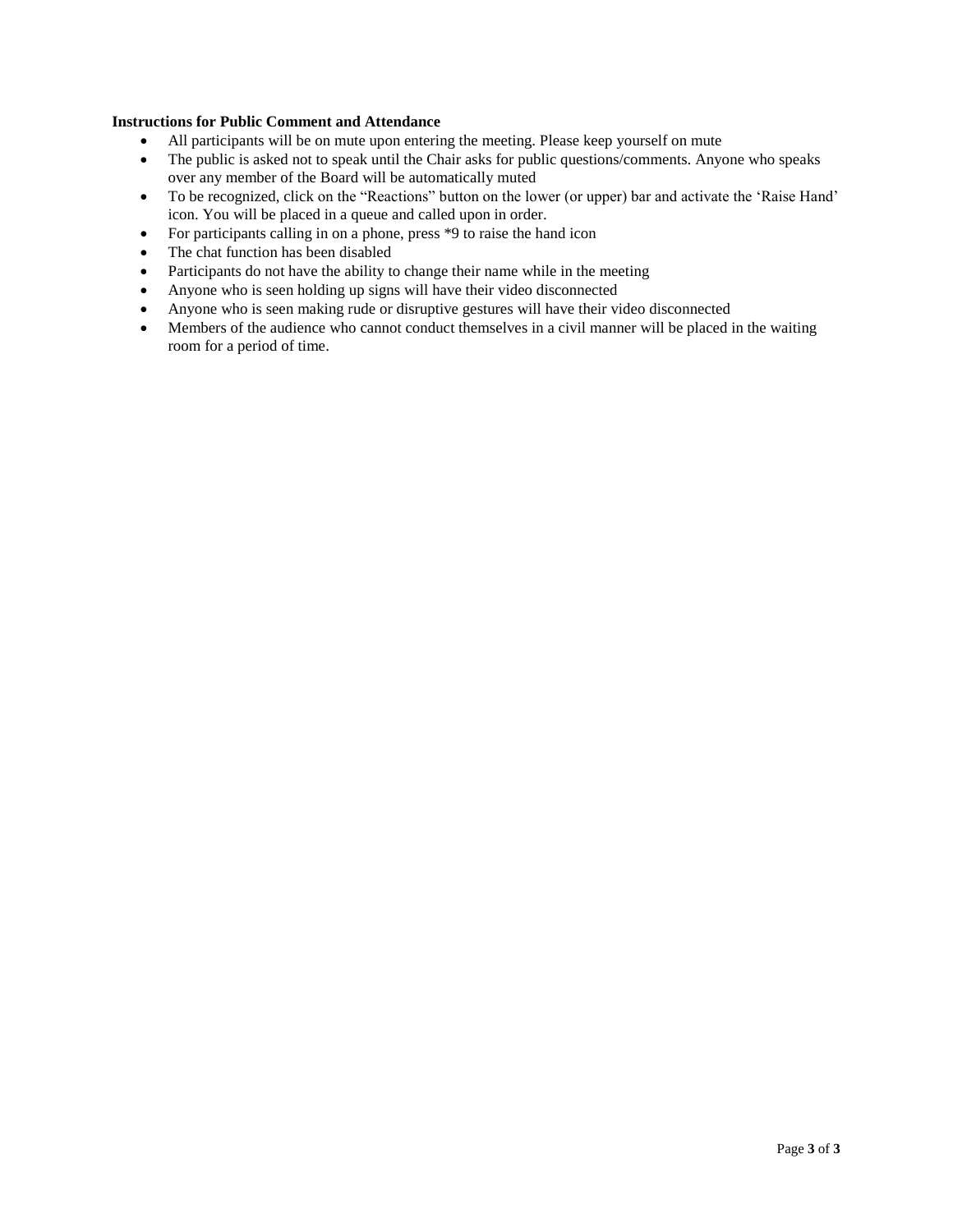**Instructions for Public Comment and Attendance**

- All participants will be on mute upon entering the meeting. Please keep yourself on mute
- The public is asked not to speak until the Chair asks for public questions/comments. Anyone who speaks over any member of the Board will be automatically muted
- To be recognized, click on the "Reactions" button on the lower (or upper) bar and activate the 'Raise Hand' icon. You will be placed in a queue and called upon in order.
- For participants calling in on a phone, press *9 to raise the hand icon
- The chat function has been disabled
- Participants do not have the ability to change their name while in the meeting
- Anyone who is seen holding up signs will have their video disconnected
- Anyone who is seen making rude or disruptive gestures will have their video disconnected
- Members of the audience who cannot conduct themselves in a civil manner will be placed in the waiting room for a period of time.